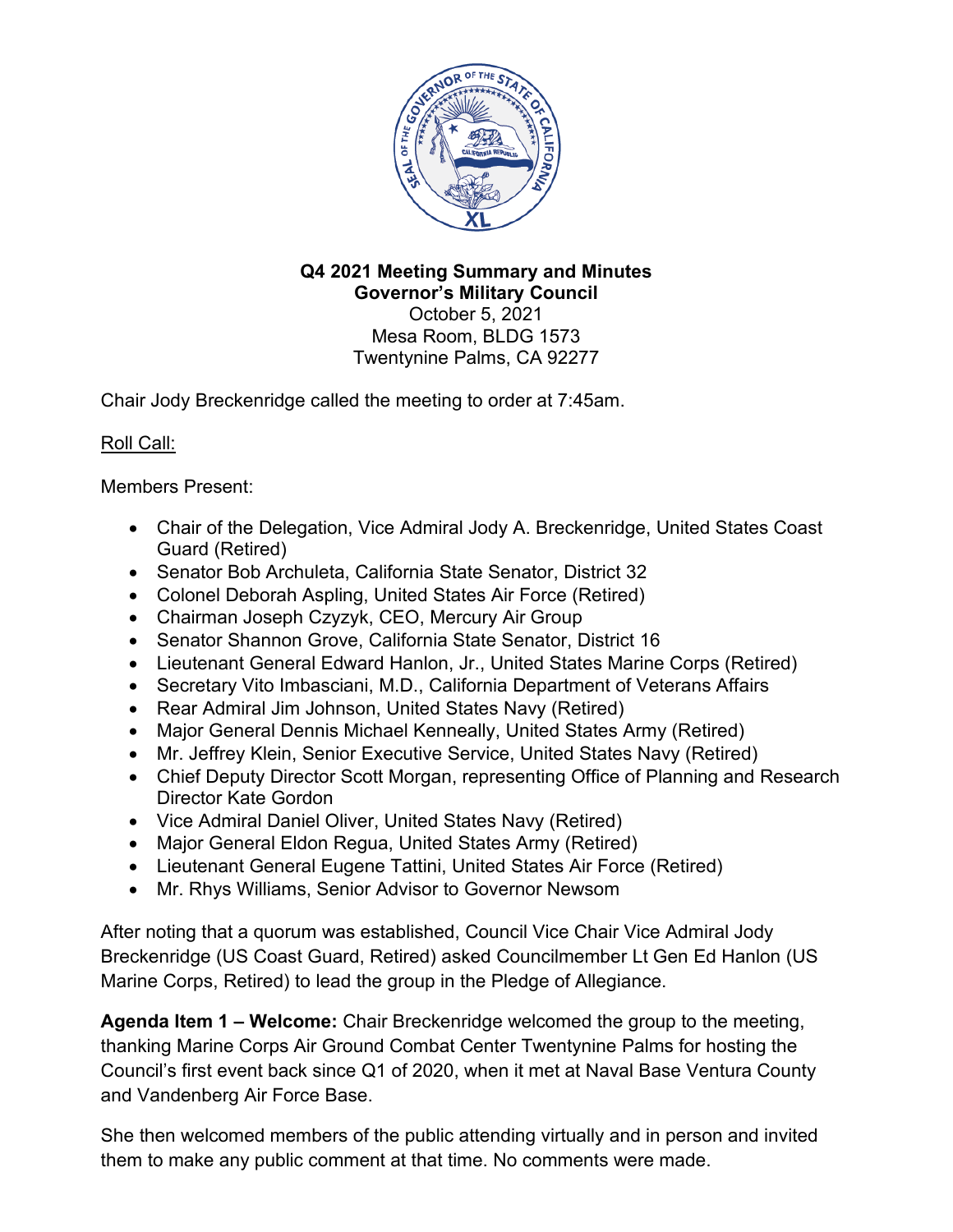**Q4 2021 Meeting Summary and Minutes**
**Governor's Military Council**
October 5, 2021
Mesa Room, BLDG 1573
Twentynine Palms, CA 92277

Chair Jody Breckenridge called the meeting to order at 7:45am.

Roll Call:

Members Present:

- Chair of the Delegation, Vice Admiral Jody A. Breckenridge, United States Coast Guard (Retired)
- Senator Bob Archuleta, California State Senator, District 32
- Colonel Deborah Aspling, United States Air Force (Retired)
- Chairman Joseph Czyzyk, CEO, Mercury Air Group
- Senator Shannon Grove, California State Senator, District 16
- Lieutenant General Edward Hanlon, Jr., United States Marine Corps (Retired)
- Secretary Vito Imbasciani, M.D., California Department of Veterans Affairs
- Rear Admiral Jim Johnson, United States Navy (Retired)
- Major General Dennis Michael Kenneally, United States Army (Retired)
- Mr. Jeffrey Klein, Senior Executive Service, United States Navy (Retired)
- Chief Deputy Director Scott Morgan, representing Office of Planning and Research Director Kate Gordon
- Vice Admiral Daniel Oliver, United States Navy (Retired)
- Major General Eldon Regua, United States Army (Retired)
- Lieutenant General Eugene Tattini, United States Air Force (Retired)
- Mr. Rhys Williams, Senior Advisor to Governor Newsom

After noting that a quorum was established, Council Vice Chair Vice Admiral Jody Breckenridge (US Coast Guard, Retired) asked Councilmember Lt Gen Ed Hanlon (US Marine Corps, Retired) to lead the group in the Pledge of Allegiance.

**Agenda Item 1 – Welcome:** Chair Breckenridge welcomed the group to the meeting, thanking Marine Corps Air Ground Combat Center Twentynine Palms for hosting the Council's first event back since Q1 of 2020, when it met at Naval Base Ventura County and Vandenberg Air Force Base.

She then welcomed members of the public attending virtually and in person and invited them to make any public comment at that time. No comments were made.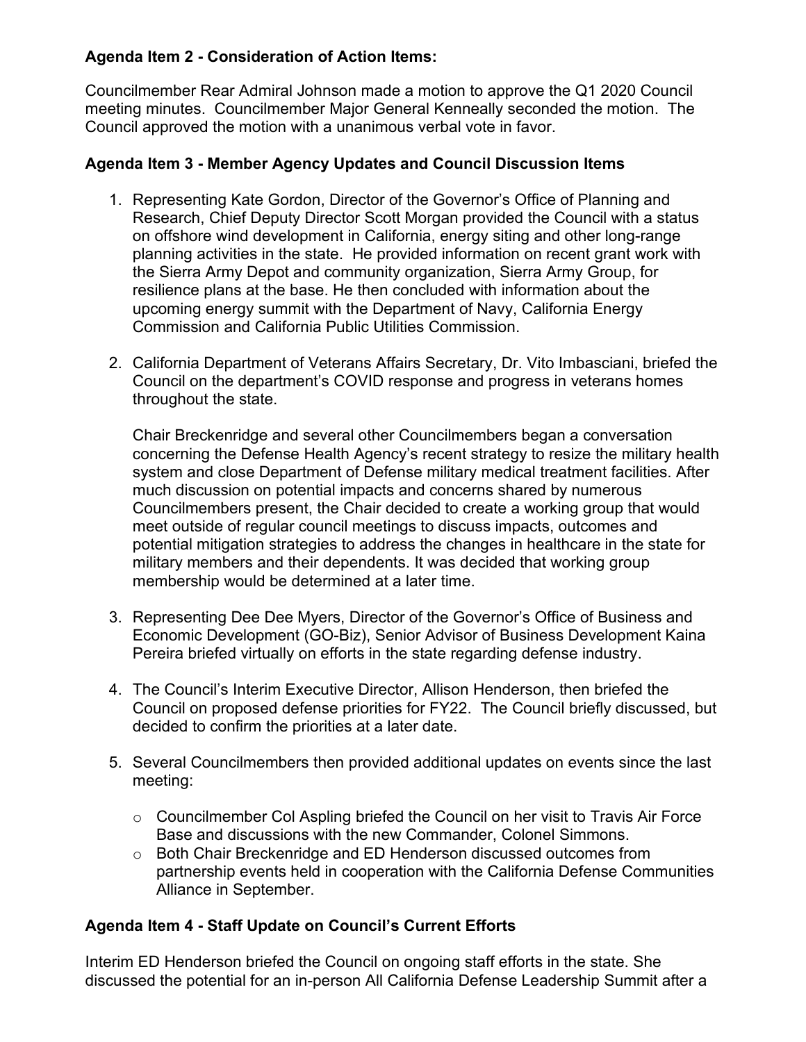**Agenda Item 2 - Consideration of Action Items:**

Councilmember Rear Admiral Johnson made a motion to approve the Q1 2020 Council meeting minutes. Councilmember Major General Kenneally seconded the motion. The Council approved the motion with a unanimous verbal vote in favor.

**Agenda Item 3 - Member Agency Updates and Council Discussion Items**

1. Representing Kate Gordon, Director of the Governor's Office of Planning and Research, Chief Deputy Director Scott Morgan provided the Council with a status on offshore wind development in California, energy siting and other long-range planning activities in the state. He provided information on recent grant work with the Sierra Army Depot and community organization, Sierra Army Group, for resilience plans at the base. He then concluded with information about the upcoming energy summit with the Department of Navy, California Energy Commission and California Public Utilities Commission.

2. California Department of Veterans Affairs Secretary, Dr. Vito Imbasciani, briefed the Council on the department's COVID response and progress in veterans homes throughout the state.

   Chair Breckenridge and several other Councilmembers began a conversation concerning the Defense Health Agency's recent strategy to resize the military health system and close Department of Defense military medical treatment facilities. After much discussion on potential impacts and concerns shared by numerous Councilmembers present, the Chair decided to create a working group that would meet outside of regular council meetings to discuss impacts, outcomes and potential mitigation strategies to address the changes in healthcare in the state for military members and their dependents. It was decided that working group membership would be determined at a later time.

3. Representing Dee Dee Myers, Director of the Governor's Office of Business and Economic Development (GO-Biz), Senior Advisor of Business Development Kaina Pereira briefed virtually on efforts in the state regarding defense industry.

4. The Council's Interim Executive Director, Allison Henderson, then briefed the Council on proposed defense priorities for FY22. The Council briefly discussed, but decided to confirm the priorities at a later date.

5. Several Councilmembers then provided additional updates on events since the last meeting:

   - Councilmember Col Aspling briefed the Council on her visit to Travis Air Force Base and discussions with the new Commander, Colonel Simmons.
   - Both Chair Breckenridge and ED Henderson discussed outcomes from partnership events held in cooperation with the California Defense Communities Alliance in September.

**Agenda Item 4 - Staff Update on Council's Current Efforts**

Interim ED Henderson briefed the Council on ongoing staff efforts in the state. She discussed the potential for an in-person All California Defense Leadership Summit after a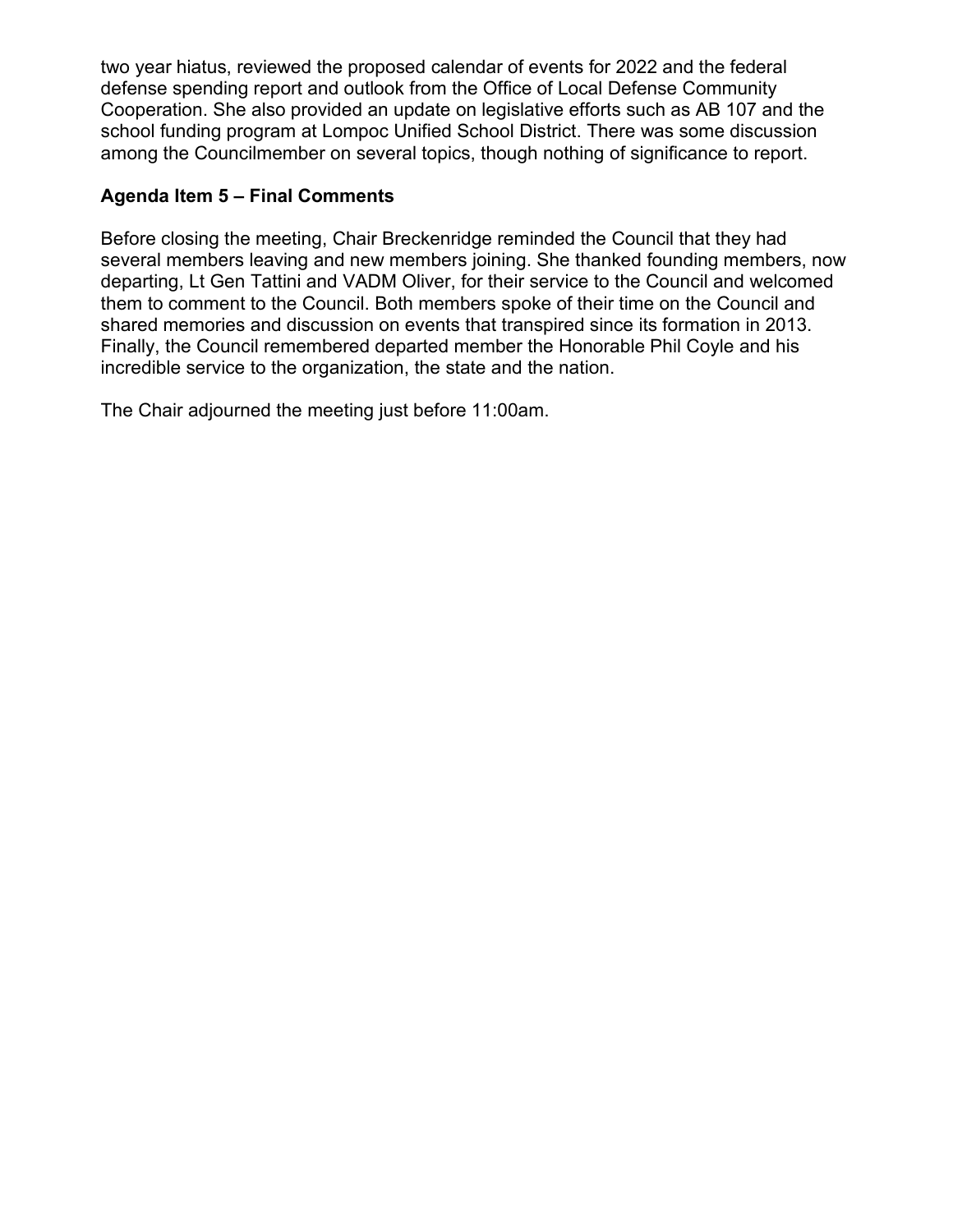two year hiatus, reviewed the proposed calendar of events for 2022 and the federal defense spending report and outlook from the Office of Local Defense Community Cooperation. She also provided an update on legislative efforts such as AB 107 and the school funding program at Lompoc Unified School District. There was some discussion among the Councilmember on several topics, though nothing of significance to report.

**Agenda Item 5 – Final Comments**

Before closing the meeting, Chair Breckenridge reminded the Council that they had several members leaving and new members joining. She thanked founding members, now departing, Lt Gen Tattini and VADM Oliver, for their service to the Council and welcomed them to comment to the Council. Both members spoke of their time on the Council and shared memories and discussion on events that transpired since its formation in 2013. Finally, the Council remembered departed member the Honorable Phil Coyle and his incredible service to the organization, the state and the nation.

The Chair adjourned the meeting just before 11:00am.